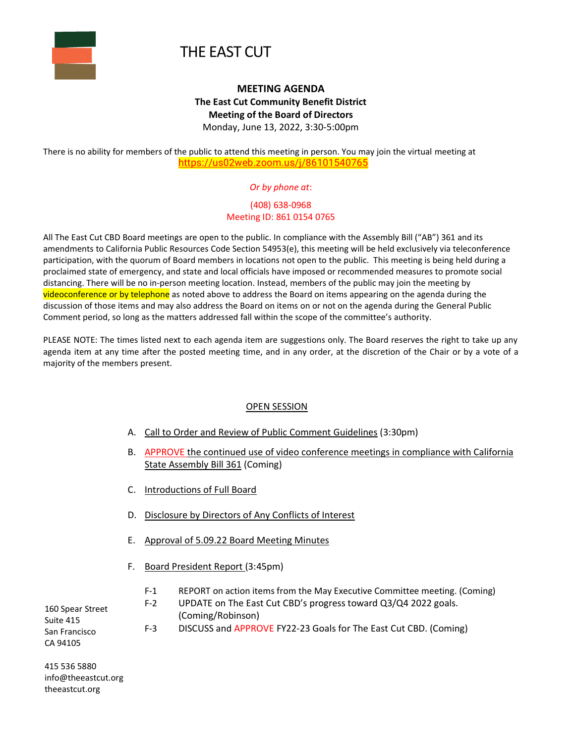# THE EAST CUT

**MEETING AGENDA**
**The East Cut Community Benefit District**
**Meeting of the Board of Directors**
Monday, June 13, 2022, 3:30-5:00pm

There is no ability for members of the public to attend this meeting in person. You may join the virtual meeting at
https://us02web.zoom.us/j/86101540765

*Or by phone at*:

(408) 638-0968
Meeting ID: 861 0154 0765

All The East Cut CBD Board meetings are open to the public. In compliance with the Assembly Bill ("AB") 361 and its amendments to California Public Resources Code Section 54953(e), this meeting will be held exclusively via teleconference participation, with the quorum of Board members in locations not open to the public. This meeting is being held during a proclaimed state of emergency, and state and local officials have imposed or recommended measures to promote social distancing. There will be no in-person meeting location. Instead, members of the public may join the meeting by videoconference or by telephone as noted above to address the Board on items appearing on the agenda during the discussion of those items and may also address the Board on items on or not on the agenda during the General Public Comment period, so long as the matters addressed fall within the scope of the committee's authority.

PLEASE NOTE: The times listed next to each agenda item are suggestions only. The Board reserves the right to take up any agenda item at any time after the posted meeting time, and in any order, at the discretion of the Chair or by a vote of a majority of the members present.

## OPEN SESSION

A. Call to Order and Review of Public Comment Guidelines (3:30pm)

B. APPROVE the continued use of video conference meetings in compliance with California State Assembly Bill 361 (Coming)

C. Introductions of Full Board

D. Disclosure by Directors of Any Conflicts of Interest

E. Approval of 5.09.22 Board Meeting Minutes

F. Board President Report (3:45pm)

- F-1 REPORT on action items from the May Executive Committee meeting. (Coming)
- F-2 UPDATE on The East Cut CBD's progress toward Q3/Q4 2022 goals. (Coming/Robinson)
- F-3 DISCUSS and APPROVE FY22-23 Goals for The East Cut CBD. (Coming)

160 Spear Street
Suite 415
San Francisco
CA 94105

415 536 5880
info@theeastcut.org
theeastcut.org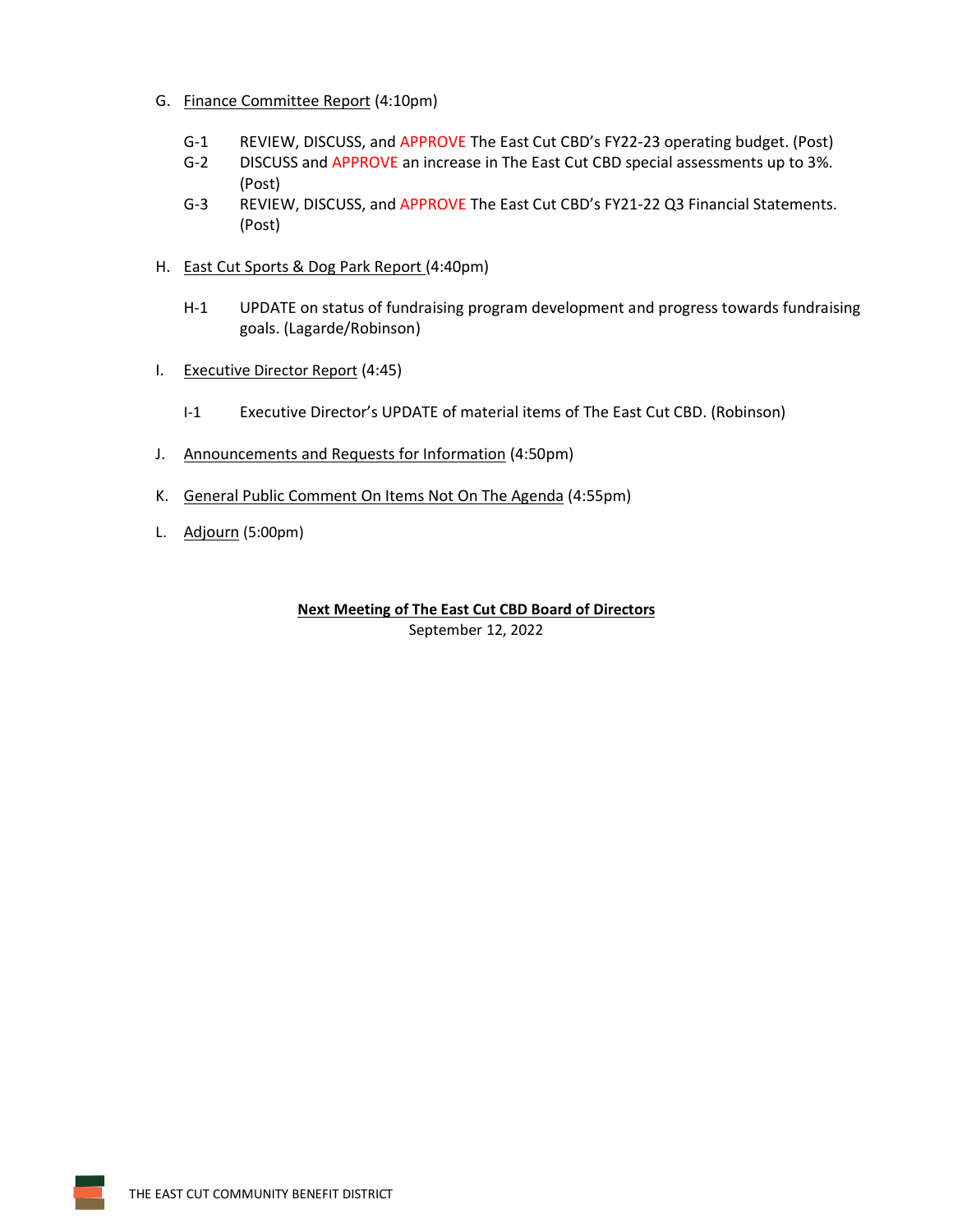G. Finance Committee Report (4:10pm)

  G-1  REVIEW, DISCUSS, and APPROVE The East Cut CBD's FY22-23 operating budget. (Post)
  G-2  DISCUSS and APPROVE an increase in The East Cut CBD special assessments up to 3%. (Post)
  G-3  REVIEW, DISCUSS, and APPROVE The East Cut CBD's FY21-22 Q3 Financial Statements. (Post)

H. East Cut Sports & Dog Park Report (4:40pm)

  H-1  UPDATE on status of fundraising program development and progress towards fundraising goals. (Lagarde/Robinson)

I. Executive Director Report (4:45)

  I-1  Executive Director's UPDATE of material items of The East Cut CBD. (Robinson)

J. Announcements and Requests for Information (4:50pm)

K. General Public Comment On Items Not On The Agenda (4:55pm)

L. Adjourn (5:00pm)

**Next Meeting of The East Cut CBD Board of Directors**
September 12, 2022